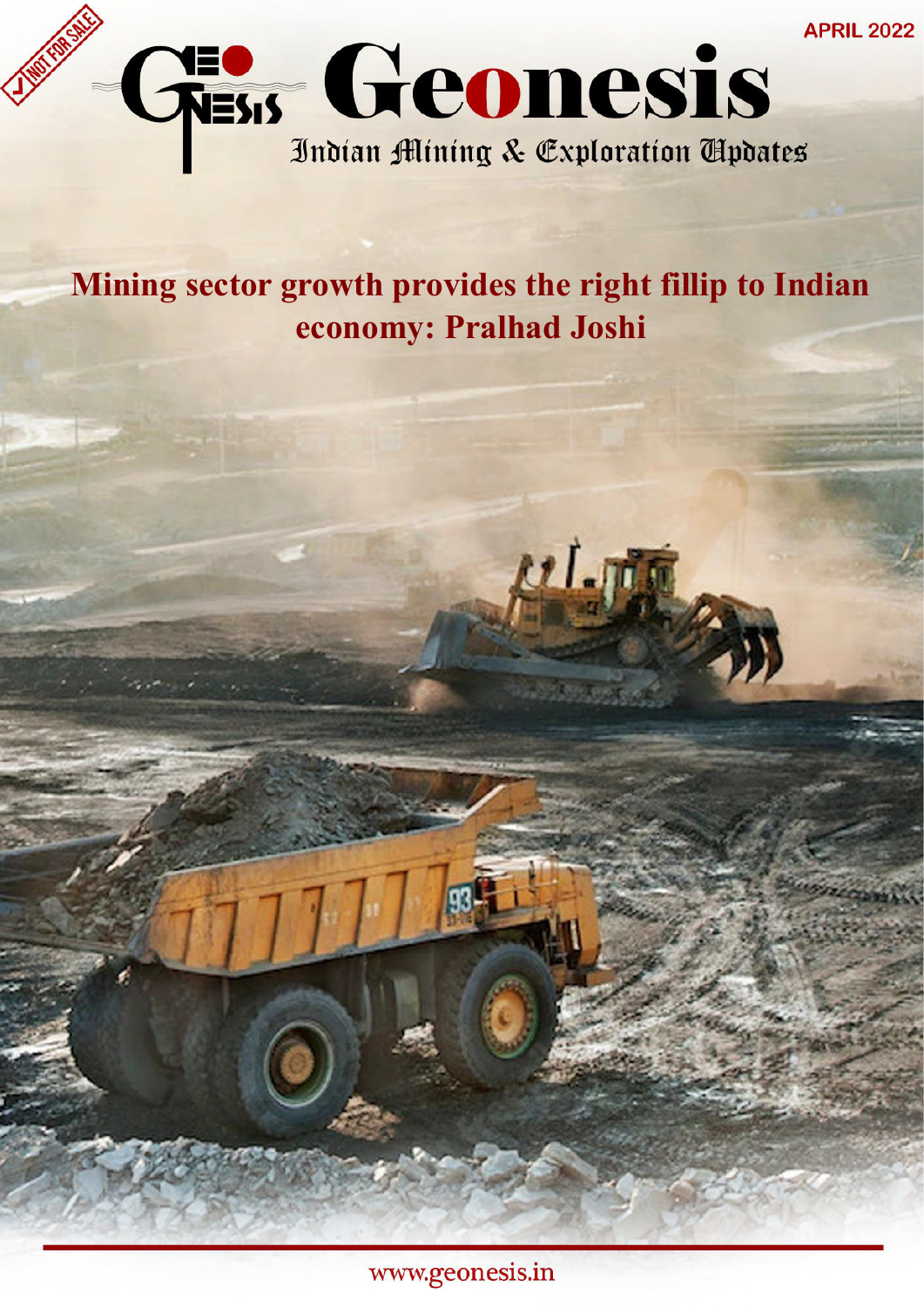NOT FOR SALE

APRIL 2022

# Geonesis

Indian Mining & Exploration Updates

## Mining sector growth provides the right fillip to Indian economy: Pralhad Joshi

www.geonesis.in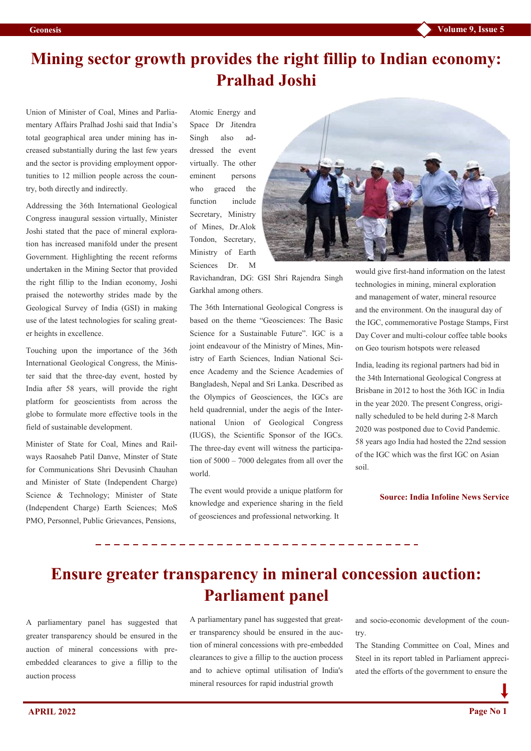# Mining sector growth provides the right fillip to Indian economy: Pralhad Joshi

Union of Minister of Coal, Mines and Parliamentary Affairs Pralhad Joshi said that India's total geographical area under mining has increased substantially during the last few years and the sector is providing employment opportunities to 12 million people across the country, both directly and indirectly.

Addressing the 36th International Geological Congress inaugural session virtually, Minister Joshi stated that the pace of mineral exploration has increased manifold under the present Government. Highlighting the recent reforms undertaken in the Mining Sector that provided the right fillip to the Indian economy, Joshi praised the noteworthy strides made by the Geological Survey of India (GSI) in making use of the latest technologies for scaling greater heights in excellence.

Touching upon the importance of the 36th International Geological Congress, the Minister said that the three-day event, hosted by India after 58 years, will provide the right platform for geoscientists from across the globe to formulate more effective tools in the field of sustainable development.

Minister of State for Coal, Mines and Railways Raosaheb Patil Danve, Minster of State for Communications Shri Devusinh Chauhan and Minister of State (Independent Charge) Science & Technology; Minister of State (Independent Charge) Earth Sciences; MoS PMO, Personnel, Public Grievances, Pensions, Atomic Energy and Space Dr Jitendra Singh also addressed the event virtually. The other eminent persons who graced the function include Secretary, Ministry of Mines, Dr.Alok Tondon, Secretary, Ministry of Earth Sciences Dr. M Ravichandran, DG: GSI Shri Rajendra Singh Garkhal among others.

The 36th International Geological Congress is based on the theme "Geosciences: The Basic Science for a Sustainable Future". IGC is a joint endeavour of the Ministry of Mines, Ministry of Earth Sciences, Indian National Science Academy and the Science Academies of Bangladesh, Nepal and Sri Lanka. Described as the Olympics of Geosciences, the IGCs are held quadrennial, under the aegis of the International Union of Geological Congress (IUGS), the Scientific Sponsor of the IGCs. The three-day event will witness the participation of 5000 – 7000 delegates from all over the world.

The event would provide a unique platform for knowledge and experience sharing in the field of geosciences and professional networking. It would give first-hand information on the latest technologies in mining, mineral exploration and management of water, mineral resource and the environment. On the inaugural day of the IGC, commemorative Postage Stamps, First Day Cover and multi-colour coffee table books on Geo tourism hotspots were released

India, leading its regional partners had bid in the 34th International Geological Congress at Brisbane in 2012 to host the 36th IGC in India in the year 2020. The present Congress, originally scheduled to be held during 2-8 March 2020 was postponed due to Covid Pandemic. 58 years ago India had hosted the 22nd session of the IGC which was the first IGC on Asian soil.

**Source: India Infoline News Service**

---

# Ensure greater transparency in mineral concession auction: Parliament panel

A parliamentary panel has suggested that greater transparency should be ensured in the auction of mineral concessions with pre-embedded clearances to give a fillip to the auction process

A parliamentary panel has suggested that greater transparency should be ensured in the auction of mineral concessions with pre-embedded clearances to give a fillip to the auction process and to achieve optimal utilisation of India's mineral resources for rapid industrial growth and socio-economic development of the country.

The Standing Committee on Coal, Mines and Steel in its report tabled in Parliament appreciated the efforts of the government to ensure the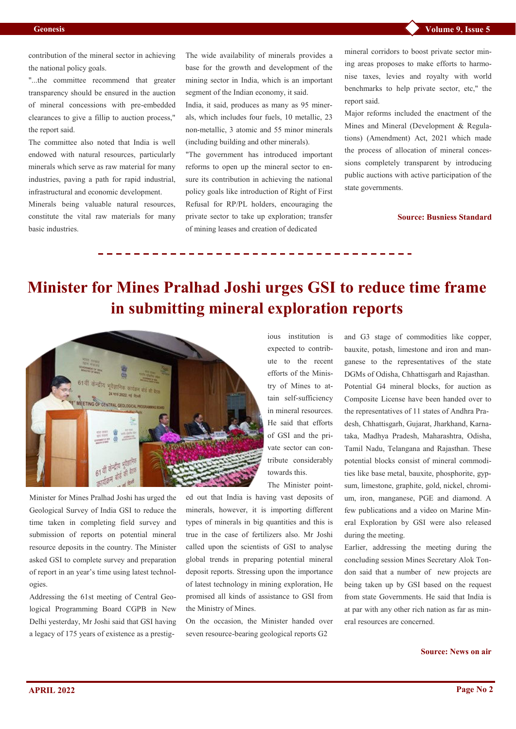contribution of the mineral sector in achieving the national policy goals.

"...the committee recommend that greater transparency should be ensured in the auction of mineral concessions with pre-embedded clearances to give a fillip to auction process," the report said.

The committee also noted that India is well endowed with natural resources, particularly minerals which serve as raw material for many industries, paving a path for rapid industrial, infrastructural and economic development.

Minerals being valuable natural resources, constitute the vital raw materials for many basic industries.

The wide availability of minerals provides a base for the growth and development of the mining sector in India, which is an important segment of the Indian economy, it said.

India, it said, produces as many as 95 minerals, which includes four fuels, 10 metallic, 23 non-metallic, 3 atomic and 55 minor minerals (including building and other minerals).

"The government has introduced important reforms to open up the mineral sector to ensure its contribution in achieving the national policy goals like introduction of Right of First Refusal for RP/PL holders, encouraging the private sector to take up exploration; transfer of mining leases and creation of dedicated mineral corridors to boost private sector mining areas proposes to make efforts to harmonise taxes, levies and royalty with world benchmarks to help private sector, etc," the report said.

Major reforms included the enactment of the Mines and Mineral (Development & Regulations) (Amendment) Act, 2021 which made the process of allocation of mineral concessions completely transparent by introducing public auctions with active participation of the state governments.

**Source: Busniess Standard**

# Minister for Mines Pralhad Joshi urges GSI to reduce time frame in submitting mineral exploration reports

Minister for Mines Pralhad Joshi has urged the Geological Survey of India GSI to reduce the time taken in completing field survey and submission of reports on potential mineral resource deposits in the country. The Minister asked GSI to complete survey and preparation of report in an year's time using latest technologies.

Addressing the 61st meeting of Central Geological Programming Board CGPB in New Delhi yesterday, Mr Joshi said that GSI having a legacy of 175 years of existence as a prestigious institution is expected to contribute to the recent efforts of the Ministry of Mines to attain self-sufficiency in mineral resources. He said that efforts of GSI and the private sector can contribute considerably towards this.

The Minister pointed out that India is having vast deposits of minerals, however, it is importing different types of minerals in big quantities and this is true in the case of fertilizers also. Mr Joshi called upon the scientists of GSI to analyse global trends in preparing potential mineral deposit reports. Stressing upon the importance of latest technology in mining exploration, He promised all kinds of assistance to GSI from the Ministry of Mines.

On the occasion, the Minister handed over seven resource-bearing geological reports G2 and G3 stage of commodities like copper, bauxite, potash, limestone and iron and manganese to the representatives of the state DGMs of Odisha, Chhattisgarh and Rajasthan. Potential G4 mineral blocks, for auction as Composite License have been handed over to the representatives of 11 states of Andhra Pradesh, Chhattisgarh, Gujarat, Jharkhand, Karnataka, Madhya Pradesh, Maharashtra, Odisha, Tamil Nadu, Telangana and Rajasthan. These potential blocks consist of mineral commodities like base metal, bauxite, phosphorite, gypsum, limestone, graphite, gold, nickel, chromium, iron, manganese, PGE and diamond. A few publications and a video on Marine Mineral Exploration by GSI were also released during the meeting.

Earlier, addressing the meeting during the concluding session Mines Secretary Alok Tondon said that a number of new projects are being taken up by GSI based on the request from state Governments. He said that India is at par with any other rich nation as far as mineral resources are concerned.

**Source: News on air**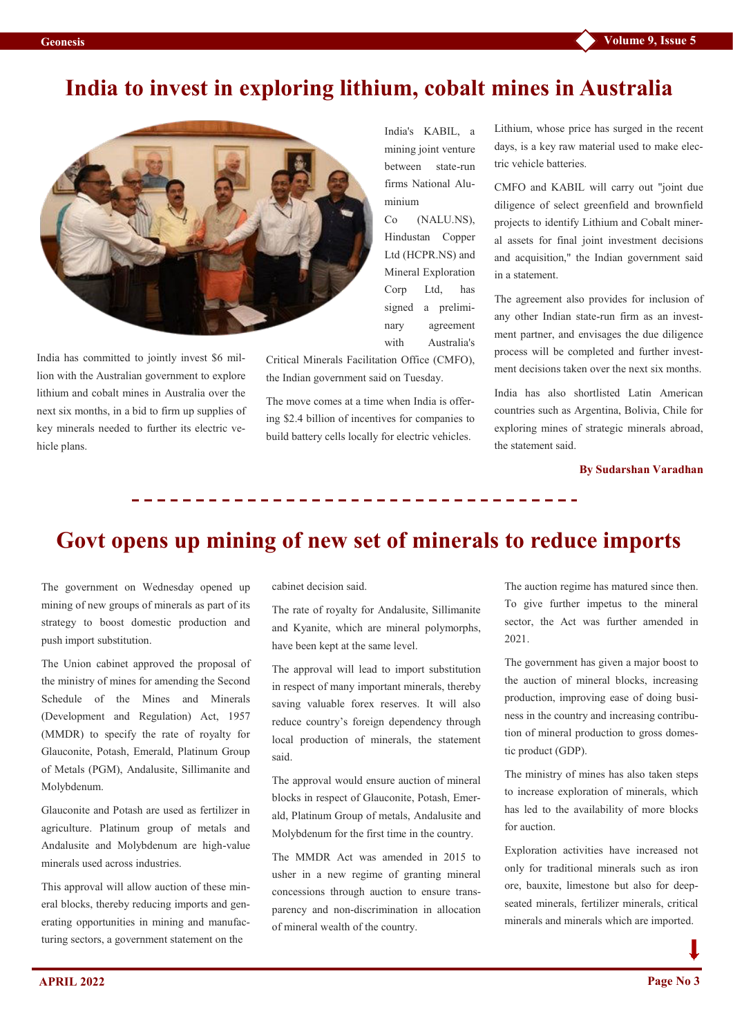# India to invest in exploring lithium, cobalt mines in Australia

India has committed to jointly invest $6 million with the Australian government to explore lithium and cobalt mines in Australia over the next six months, in a bid to firm up supplies of key minerals needed to further its electric vehicle plans.

India's KABIL, a mining joint venture between state-run firms National Aluminium Co (NALU.NS), Hindustan Copper Ltd (HCPR.NS) and Mineral Exploration Corp Ltd, has signed a preliminary agreement with Australia's Critical Minerals Facilitation Office (CMFO), the Indian government said on Tuesday.

The move comes at a time when India is offering $2.4 billion of incentives for companies to build battery cells locally for electric vehicles.

Lithium, whose price has surged in the recent days, is a key raw material used to make electric vehicle batteries.

CMFO and KABIL will carry out "joint due diligence of select greenfield and brownfield projects to identify Lithium and Cobalt mineral assets for final joint investment decisions and acquisition," the Indian government said in a statement.

The agreement also provides for inclusion of any other Indian state-run firm as an investment partner, and envisages the due diligence process will be completed and further investment decisions taken over the next six months.

India has also shortlisted Latin American countries such as Argentina, Bolivia, Chile for exploring mines of strategic minerals abroad, the statement said.

**By Sudarshan Varadhan**

# Govt opens up mining of new set of minerals to reduce imports

The government on Wednesday opened up mining of new groups of minerals as part of its strategy to boost domestic production and push import substitution.

The Union cabinet approved the proposal of the ministry of mines for amending the Second Schedule of the Mines and Minerals (Development and Regulation) Act, 1957 (MMDR) to specify the rate of royalty for Glauconite, Potash, Emerald, Platinum Group of Metals (PGM), Andalusite, Sillimanite and Molybdenum.

Glauconite and Potash are used as fertilizer in agriculture. Platinum group of metals and Andalusite and Molybdenum are high-value minerals used across industries.

This approval will allow auction of these mineral blocks, thereby reducing imports and generating opportunities in mining and manufacturing sectors, a government statement on the cabinet decision said.

The rate of royalty for Andalusite, Sillimanite and Kyanite, which are mineral polymorphs, have been kept at the same level.

The approval will lead to import substitution in respect of many important minerals, thereby saving valuable forex reserves. It will also reduce country's foreign dependency through local production of minerals, the statement said.

The approval would ensure auction of mineral blocks in respect of Glauconite, Potash, Emerald, Platinum Group of metals, Andalusite and Molybdenum for the first time in the country.

The MMDR Act was amended in 2015 to usher in a new regime of granting mineral concessions through auction to ensure transparency and non-discrimination in allocation of mineral wealth of the country.

The auction regime has matured since then. To give further impetus to the mineral sector, the Act was further amended in 2021.

The government has given a major boost to the auction of mineral blocks, increasing production, improving ease of doing business in the country and increasing contribution of mineral production to gross domestic product (GDP).

The ministry of mines has also taken steps to increase exploration of minerals, which has led to the availability of more blocks for auction.

Exploration activities have increased not only for traditional minerals such as iron ore, bauxite, limestone but also for deep-seated minerals, fertilizer minerals, critical minerals and minerals which are imported.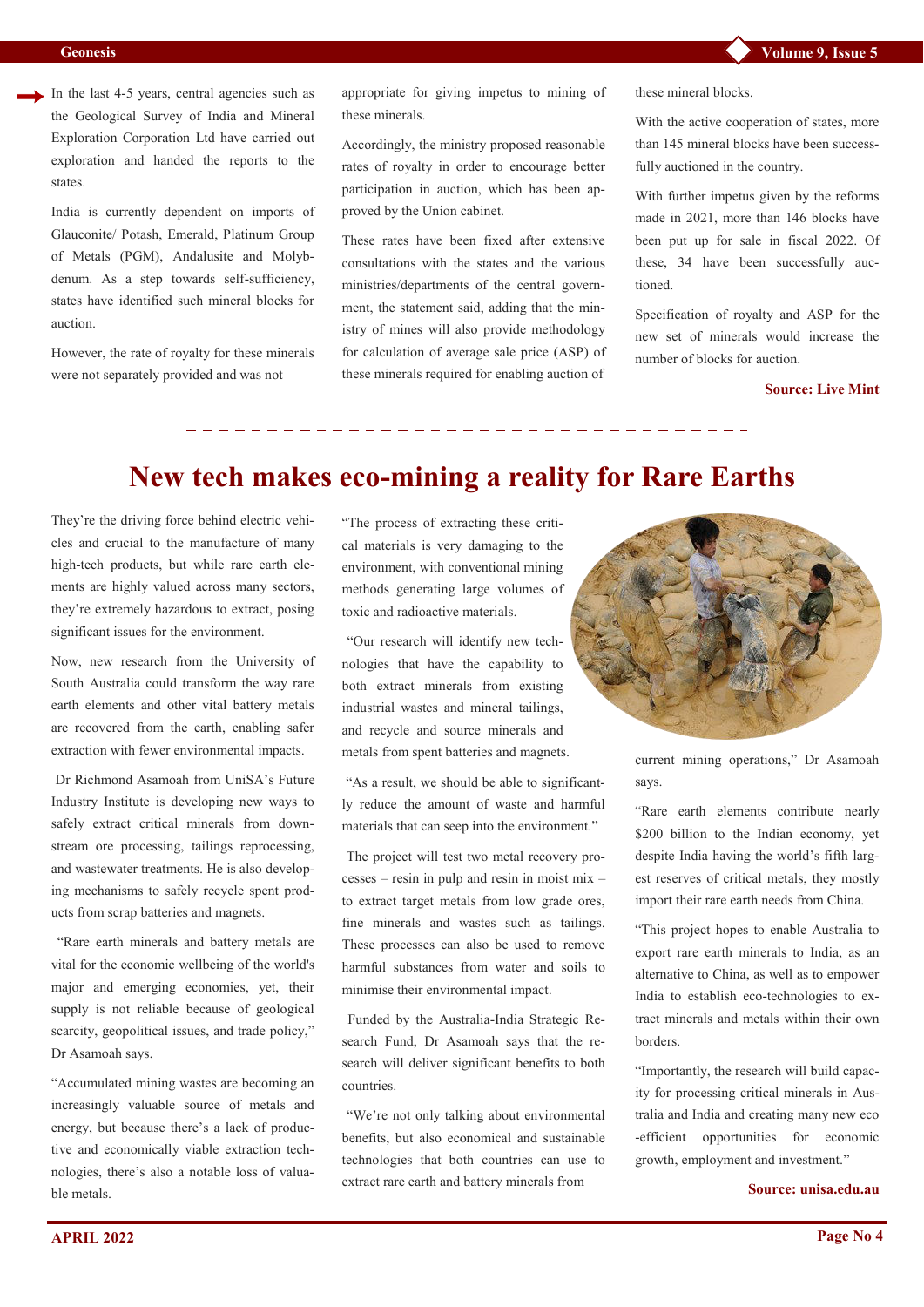In the last 4-5 years, central agencies such as the Geological Survey of India and Mineral Exploration Corporation Ltd have carried out exploration and handed the reports to the states.

India is currently dependent on imports of Glauconite/ Potash, Emerald, Platinum Group of Metals (PGM), Andalusite and Molybdenum. As a step towards self-sufficiency, states have identified such mineral blocks for auction.

However, the rate of royalty for these minerals were not separately provided and was not appropriate for giving impetus to mining of these minerals.

Accordingly, the ministry proposed reasonable rates of royalty in order to encourage better participation in auction, which has been approved by the Union cabinet.

These rates have been fixed after extensive consultations with the states and the various ministries/departments of the central government, the statement said, adding that the ministry of mines will also provide methodology for calculation of average sale price (ASP) of these minerals required for enabling auction of these mineral blocks.

With the active cooperation of states, more than 145 mineral blocks have been successfully auctioned in the country.

With further impetus given by the reforms made in 2021, more than 146 blocks have been put up for sale in fiscal 2022. Of these, 34 have been successfully auctioned.

Specification of royalty and ASP for the new set of minerals would increase the number of blocks for auction.

**Source: Live Mint**

# New tech makes eco-mining a reality for Rare Earths

They're the driving force behind electric vehicles and crucial to the manufacture of many high-tech products, but while rare earth elements are highly valued across many sectors, they're extremely hazardous to extract, posing significant issues for the environment.

Now, new research from the University of South Australia could transform the way rare earth elements and other vital battery metals are recovered from the earth, enabling safer extraction with fewer environmental impacts.

Dr Richmond Asamoah from UniSA's Future Industry Institute is developing new ways to safely extract critical minerals from downstream ore processing, tailings reprocessing, and wastewater treatments. He is also developing mechanisms to safely recycle spent products from scrap batteries and magnets.

"Rare earth minerals and battery metals are vital for the economic wellbeing of the world's major and emerging economies, yet, their supply is not reliable because of geological scarcity, geopolitical issues, and trade policy," Dr Asamoah says.

"Accumulated mining wastes are becoming an increasingly valuable source of metals and energy, but because there's a lack of productive and economically viable extraction technologies, there's also a notable loss of valuable metals.

"The process of extracting these critical materials is very damaging to the environment, with conventional mining methods generating large volumes of toxic and radioactive materials.

"Our research will identify new technologies that have the capability to both extract minerals from existing industrial wastes and mineral tailings, and recycle and source minerals and metals from spent batteries and magnets.

"As a result, we should be able to significantly reduce the amount of waste and harmful materials that can seep into the environment."

The project will test two metal recovery processes – resin in pulp and resin in moist mix – to extract target metals from low grade ores, fine minerals and wastes such as tailings. These processes can also be used to remove harmful substances from water and soils to minimise their environmental impact.

Funded by the Australia-India Strategic Research Fund, Dr Asamoah says that the research will deliver significant benefits to both countries.

"We're not only talking about environmental benefits, but also economical and sustainable technologies that both countries can use to extract rare earth and battery minerals from current mining operations," Dr Asamoah says.

"Rare earth elements contribute nearly $200 billion to the Indian economy, yet despite India having the world's fifth largest reserves of critical metals, they mostly import their rare earth needs from China.

"This project hopes to enable Australia to export rare earth minerals to India, as an alternative to China, as well as to empower India to establish eco-technologies to extract minerals and metals within their own borders.

"Importantly, the research will build capacity for processing critical minerals in Australia and India and creating many new eco-efficient opportunities for economic growth, employment and investment."

**Source: unisa.edu.au**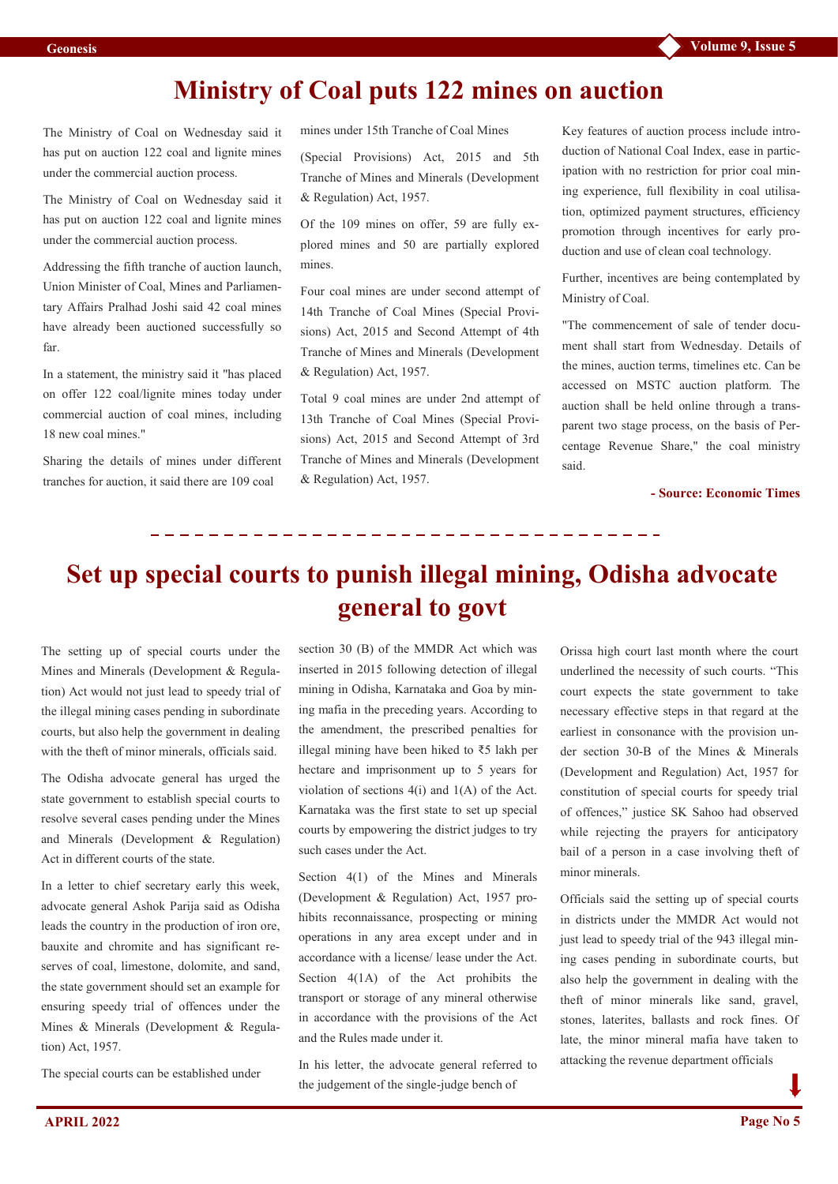# Ministry of Coal puts 122 mines on auction

The Ministry of Coal on Wednesday said it has put on auction 122 coal and lignite mines under the commercial auction process.

The Ministry of Coal on Wednesday said it has put on auction 122 coal and lignite mines under the commercial auction process.

Addressing the fifth tranche of auction launch, Union Minister of Coal, Mines and Parliamentary Affairs Pralhad Joshi said 42 coal mines have already been auctioned successfully so far.

In a statement, the ministry said it "has placed on offer 122 coal/lignite mines today under commercial auction of coal mines, including 18 new coal mines."

Sharing the details of mines under different tranches for auction, it said there are 109 coal mines under 15th Tranche of Coal Mines (Special Provisions) Act, 2015 and 5th Tranche of Mines and Minerals (Development & Regulation) Act, 1957.

Of the 109 mines on offer, 59 are fully explored mines and 50 are partially explored mines.

Four coal mines are under second attempt of 14th Tranche of Coal Mines (Special Provisions) Act, 2015 and Second Attempt of 4th Tranche of Mines and Minerals (Development & Regulation) Act, 1957.

Total 9 coal mines are under 2nd attempt of 13th Tranche of Coal Mines (Special Provisions) Act, 2015 and Second Attempt of 3rd Tranche of Mines and Minerals (Development & Regulation) Act, 1957.

Key features of auction process include introduction of National Coal Index, ease in participation with no restriction for prior coal mining experience, full flexibility in coal utilisation, optimized payment structures, efficiency promotion through incentives for early production and use of clean coal technology.

Further, incentives are being contemplated by Ministry of Coal.

"The commencement of sale of tender document shall start from Wednesday. Details of the mines, auction terms, timelines etc. Can be accessed on MSTC auction platform. The auction shall be held online through a transparent two stage process, on the basis of Percentage Revenue Share," the coal ministry said.

**- Source: Economic Times**

# Set up special courts to punish illegal mining, Odisha advocate general to govt

The setting up of special courts under the Mines and Minerals (Development & Regulation) Act would not just lead to speedy trial of the illegal mining cases pending in subordinate courts, but also help the government in dealing with the theft of minor minerals, officials said.

The Odisha advocate general has urged the state government to establish special courts to resolve several cases pending under the Mines and Minerals (Development & Regulation) Act in different courts of the state.

In a letter to chief secretary early this week, advocate general Ashok Parija said as Odisha leads the country in the production of iron ore, bauxite and chromite and has significant reserves of coal, limestone, dolomite, and sand, the state government should set an example for ensuring speedy trial of offences under the Mines & Minerals (Development & Regulation) Act, 1957.

The special courts can be established under section 30 (B) of the MMDR Act which was inserted in 2015 following detection of illegal mining in Odisha, Karnataka and Goa by mining mafia in the preceding years. According to the amendment, the prescribed penalties for illegal mining have been hiked to ₹5 lakh per hectare and imprisonment up to 5 years for violation of sections 4(i) and 1(A) of the Act. Karnataka was the first state to set up special courts by empowering the district judges to try such cases under the Act.

Section 4(1) of the Mines and Minerals (Development & Regulation) Act, 1957 prohibits reconnaissance, prospecting or mining operations in any area except under and in accordance with a license/ lease under the Act. Section 4(1A) of the Act prohibits the transport or storage of any mineral otherwise in accordance with the provisions of the Act and the Rules made under it.

In his letter, the advocate general referred to the judgement of the single-judge bench of Orissa high court last month where the court underlined the necessity of such courts. "This court expects the state government to take necessary effective steps in that regard at the earliest in consonance with the provision under section 30-B of the Mines & Minerals (Development and Regulation) Act, 1957 for constitution of special courts for speedy trial of offences," justice SK Sahoo had observed while rejecting the prayers for anticipatory bail of a person in a case involving theft of minor minerals.

Officials said the setting up of special courts in districts under the MMDR Act would not just lead to speedy trial of the 943 illegal mining cases pending in subordinate courts, but also help the government in dealing with the theft of minor minerals like sand, gravel, stones, laterites, ballasts and rock fines. Of late, the minor mineral mafia have taken to attacking the revenue department officials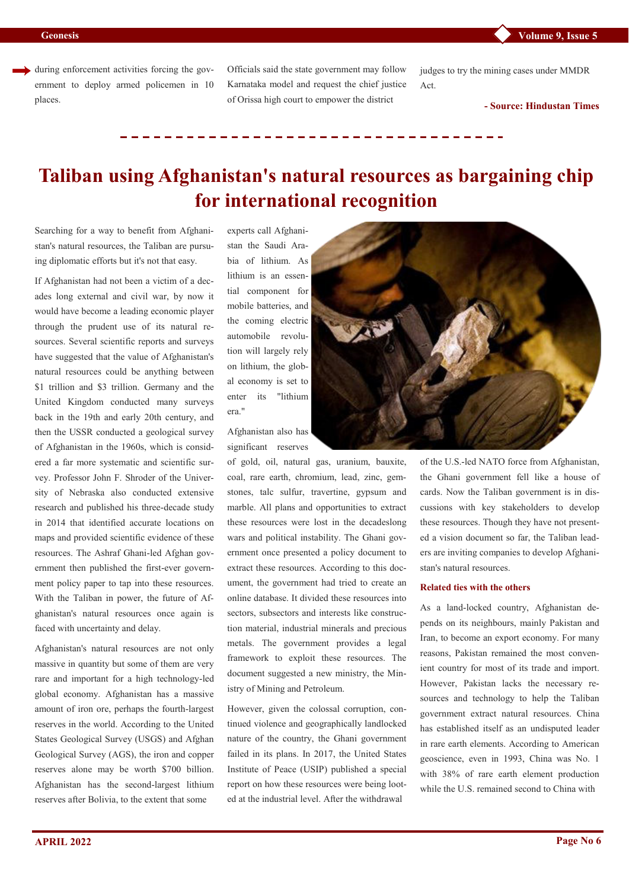during enforcement activities forcing the government to deploy armed policemen in 10 places.

Officials said the state government may follow Karnataka model and request the chief justice of Orissa high court to empower the district judges to try the mining cases under MMDR Act.

**- Source: Hindustan Times**

# Taliban using Afghanistan's natural resources as bargaining chip for international recognition

Searching for a way to benefit from Afghanistan's natural resources, the Taliban are pursuing diplomatic efforts but it's not that easy.

If Afghanistan had not been a victim of a decades long external and civil war, by now it would have become a leading economic player through the prudent use of its natural resources. Several scientific reports and surveys have suggested that the value of Afghanistan's natural resources could be anything between $1 trillion and $3 trillion. Germany and the United Kingdom conducted many surveys back in the 19th and early 20th century, and then the USSR conducted a geological survey of Afghanistan in the 1960s, which is considered a far more systematic and scientific survey. Professor John F. Shroder of the University of Nebraska also conducted extensive research and published his three-decade study in 2014 that identified accurate locations on maps and provided scientific evidence of these resources. The Ashraf Ghani-led Afghan government then published the first-ever government policy paper to tap into these resources. With the Taliban in power, the future of Afghanistan's natural resources once again is faced with uncertainty and delay.

Afghanistan's natural resources are not only massive in quantity but some of them are very rare and important for a high technology-led global economy. Afghanistan has a massive amount of iron ore, perhaps the fourth-largest reserves in the world. According to the United States Geological Survey (USGS) and Afghan Geological Survey (AGS), the iron and copper reserves alone may be worth $700 billion. Afghanistan has the second-largest lithium reserves after Bolivia, to the extent that some experts call Afghanistan the Saudi Arabia of lithium. As lithium is an essential component for mobile batteries, and the coming electric automobile revolution will largely rely on lithium, the global economy is set to enter its "lithium era."

Afghanistan also has significant reserves of gold, oil, natural gas, uranium, bauxite, coal, rare earth, chromium, lead, zinc, gemstones, talc sulfur, travertine, gypsum and marble. All plans and opportunities to extract these resources were lost in the decadeslong wars and political instability. The Ghani government once presented a policy document to extract these resources. According to this document, the government had tried to create an online database. It divided these resources into sectors, subsectors and interests like construction material, industrial minerals and precious metals. The government provides a legal framework to exploit these resources. The document suggested a new ministry, the Ministry of Mining and Petroleum.

However, given the colossal corruption, continued violence and geographically landlocked nature of the country, the Ghani government failed in its plans. In 2017, the United States Institute of Peace (USIP) published a special report on how these resources were being looted at the industrial level. After the withdrawal of the U.S.-led NATO force from Afghanistan, the Ghani government fell like a house of cards. Now the Taliban government is in discussions with key stakeholders to develop these resources. Though they have not presented a vision document so far, the Taliban leaders are inviting companies to develop Afghanistan's natural resources.

### Related ties with the others

As a land-locked country, Afghanistan depends on its neighbours, mainly Pakistan and Iran, to become an export economy. For many reasons, Pakistan remained the most convenient country for most of its trade and import. However, Pakistan lacks the necessary resources and technology to help the Taliban government extract natural resources. China has established itself as an undisputed leader in rare earth elements. According to American geoscience, even in 1993, China was No. 1 with 38% of rare earth element production while the U.S. remained second to China with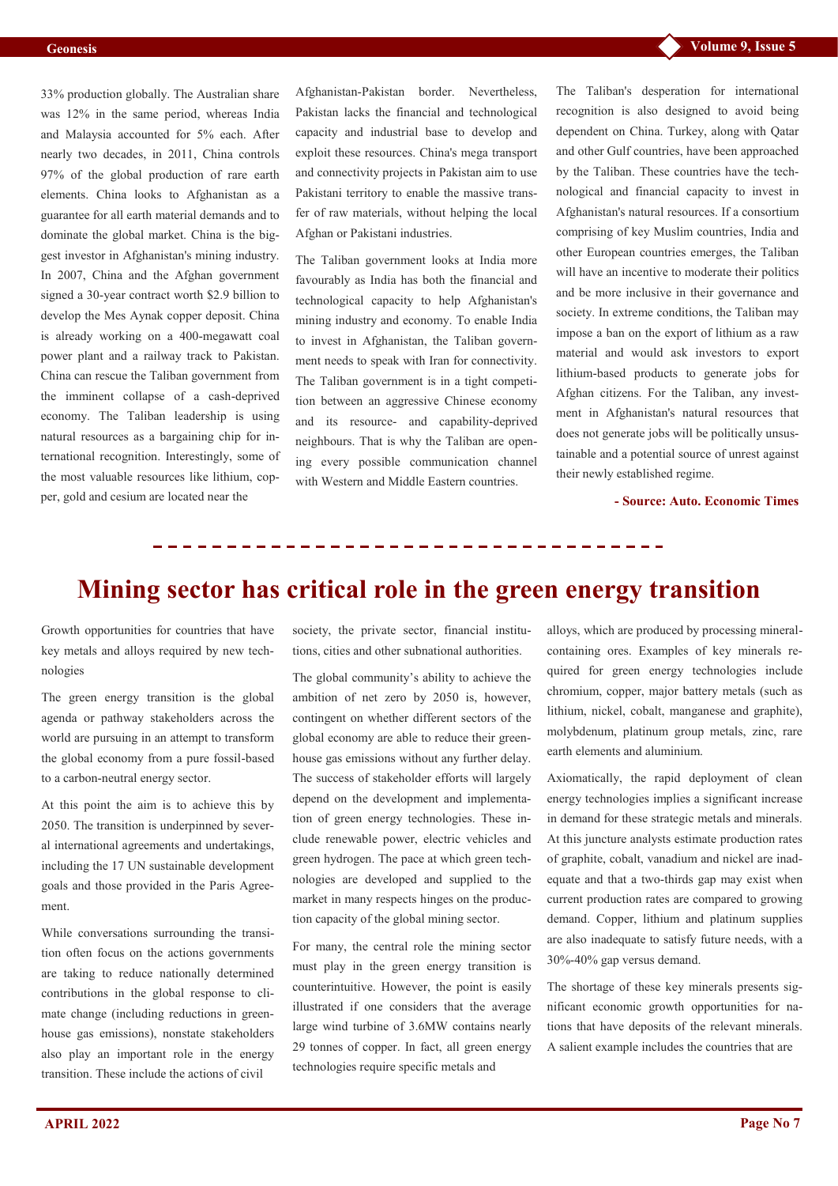33% production globally. The Australian share was 12% in the same period, whereas India and Malaysia accounted for 5% each. After nearly two decades, in 2011, China controls 97% of the global production of rare earth elements. China looks to Afghanistan as a guarantee for all earth material demands and to dominate the global market. China is the biggest investor in Afghanistan's mining industry. In 2007, China and the Afghan government signed a 30-year contract worth $2.9 billion to develop the Mes Aynak copper deposit. China is already working on a 400-megawatt coal power plant and a railway track to Pakistan. China can rescue the Taliban government from the imminent collapse of a cash-deprived economy. The Taliban leadership is using natural resources as a bargaining chip for international recognition. Interestingly, some of the most valuable resources like lithium, copper, gold and cesium are located near the Afghanistan-Pakistan border. Nevertheless, Pakistan lacks the financial and technological capacity and industrial base to develop and exploit these resources. China's mega transport and connectivity projects in Pakistan aim to use Pakistani territory to enable the massive transfer of raw materials, without helping the local Afghan or Pakistani industries.

The Taliban government looks at India more favourably as India has both the financial and technological capacity to help Afghanistan's mining industry and economy. To enable India to invest in Afghanistan, the Taliban government needs to speak with Iran for connectivity. The Taliban government is in a tight competition between an aggressive Chinese economy and its resource- and capability-deprived neighbours. That is why the Taliban are opening every possible communication channel with Western and Middle Eastern countries.

The Taliban's desperation for international recognition is also designed to avoid being dependent on China. Turkey, along with Qatar and other Gulf countries, have been approached by the Taliban. These countries have the technological and financial capacity to invest in Afghanistan's natural resources. If a consortium comprising of key Muslim countries, India and other European countries emerges, the Taliban will have an incentive to moderate their politics and be more inclusive in their governance and society. In extreme conditions, the Taliban may impose a ban on the export of lithium as a raw material and would ask investors to export lithium-based products to generate jobs for Afghan citizens. For the Taliban, any investment in Afghanistan's natural resources that does not generate jobs will be politically unsustainable and a potential source of unrest against their newly established regime.

**- Source: Auto. Economic Times**

# Mining sector has critical role in the green energy transition

Growth opportunities for countries that have key metals and alloys required by new technologies

The green energy transition is the global agenda or pathway stakeholders across the world are pursuing in an attempt to transform the global economy from a pure fossil-based to a carbon-neutral energy sector.

At this point the aim is to achieve this by 2050. The transition is underpinned by several international agreements and undertakings, including the 17 UN sustainable development goals and those provided in the Paris Agreement.

While conversations surrounding the transition often focus on the actions governments are taking to reduce nationally determined contributions in the global response to climate change (including reductions in greenhouse gas emissions), nonstate stakeholders also play an important role in the energy transition. These include the actions of civil society, the private sector, financial institutions, cities and other subnational authorities.

The global community's ability to achieve the ambition of net zero by 2050 is, however, contingent on whether different sectors of the global economy are able to reduce their greenhouse gas emissions without any further delay. The success of stakeholder efforts will largely depend on the development and implementation of green energy technologies. These include renewable power, electric vehicles and green hydrogen. The pace at which green technologies are developed and supplied to the market in many respects hinges on the production capacity of the global mining sector.

For many, the central role the mining sector must play in the green energy transition is counterintuitive. However, the point is easily illustrated if one considers that the average large wind turbine of 3.6MW contains nearly 29 tonnes of copper. In fact, all green energy technologies require specific metals and alloys, which are produced by processing mineral-containing ores. Examples of key minerals required for green energy technologies include chromium, copper, major battery metals (such as lithium, nickel, cobalt, manganese and graphite), molybdenum, platinum group metals, zinc, rare earth elements and aluminium.

Axiomatically, the rapid deployment of clean energy technologies implies a significant increase in demand for these strategic metals and minerals. At this juncture analysts estimate production rates of graphite, cobalt, vanadium and nickel are inadequate and that a two-thirds gap may exist when current production rates are compared to growing demand. Copper, lithium and platinum supplies are also inadequate to satisfy future needs, with a 30%-40% gap versus demand.

The shortage of these key minerals presents significant economic growth opportunities for nations that have deposits of the relevant minerals. A salient example includes the countries that are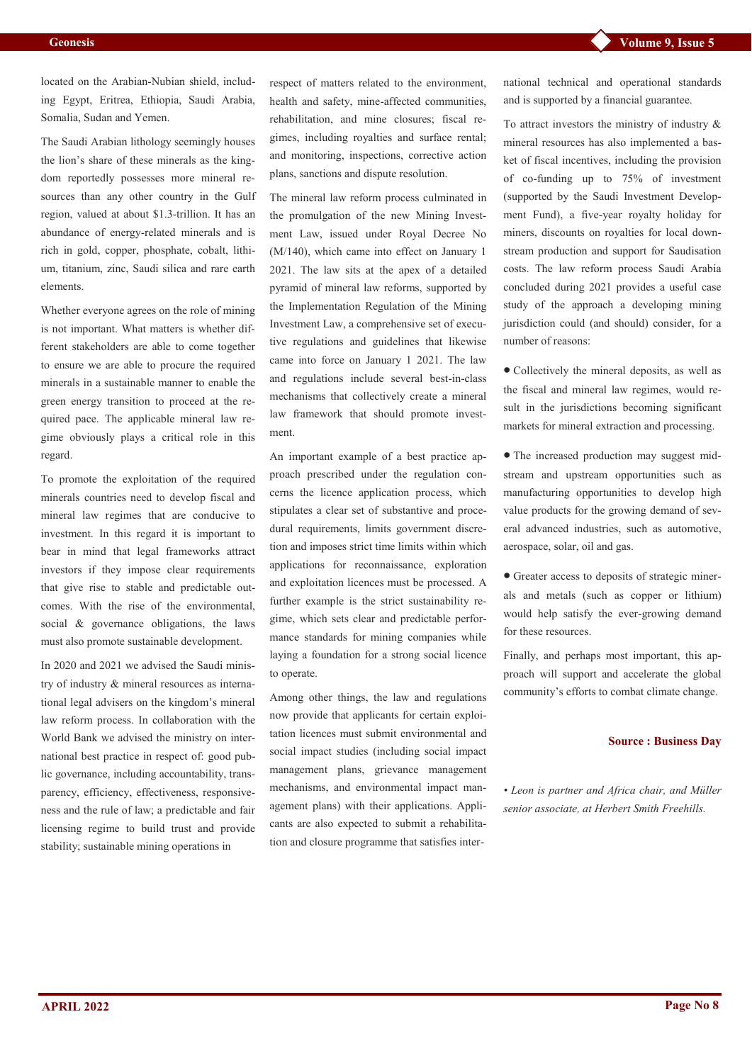located on the Arabian-Nubian shield, including Egypt, Eritrea, Ethiopia, Saudi Arabia, Somalia, Sudan and Yemen.

The Saudi Arabian lithology seemingly houses the lion's share of these minerals as the kingdom reportedly possesses more mineral resources than any other country in the Gulf region, valued at about $1.3-trillion. It has an abundance of energy-related minerals and is rich in gold, copper, phosphate, cobalt, lithium, titanium, zinc, Saudi silica and rare earth elements.

Whether everyone agrees on the role of mining is not important. What matters is whether different stakeholders are able to come together to ensure we are able to procure the required minerals in a sustainable manner to enable the green energy transition to proceed at the required pace. The applicable mineral law regime obviously plays a critical role in this regard.

To promote the exploitation of the required minerals countries need to develop fiscal and mineral law regimes that are conducive to investment. In this regard it is important to bear in mind that legal frameworks attract investors if they impose clear requirements that give rise to stable and predictable outcomes. With the rise of the environmental, social & governance obligations, the laws must also promote sustainable development.

In 2020 and 2021 we advised the Saudi ministry of industry & mineral resources as international legal advisers on the kingdom's mineral law reform process. In collaboration with the World Bank we advised the ministry on international best practice in respect of: good public governance, including accountability, transparency, efficiency, effectiveness, responsiveness and the rule of law; a predictable and fair licensing regime to build trust and provide stability; sustainable mining operations in respect of matters related to the environment, health and safety, mine-affected communities, rehabilitation, and mine closures; fiscal regimes, including royalties and surface rental; and monitoring, inspections, corrective action plans, sanctions and dispute resolution.

The mineral law reform process culminated in the promulgation of the new Mining Investment Law, issued under Royal Decree No (M/140), which came into effect on January 1 2021. The law sits at the apex of a detailed pyramid of mineral law reforms, supported by the Implementation Regulation of the Mining Investment Law, a comprehensive set of executive regulations and guidelines that likewise came into force on January 1 2021. The law and regulations include several best-in-class mechanisms that collectively create a mineral law framework that should promote investment.

An important example of a best practice approach prescribed under the regulation concerns the licence application process, which stipulates a clear set of substantive and procedural requirements, limits government discretion and imposes strict time limits within which applications for reconnaissance, exploration and exploitation licences must be processed. A further example is the strict sustainability regime, which sets clear and predictable performance standards for mining companies while laying a foundation for a strong social licence to operate.

Among other things, the law and regulations now provide that applicants for certain exploitation licences must submit environmental and social impact studies (including social impact management plans, grievance management mechanisms, and environmental impact management plans) with their applications. Applicants are also expected to submit a rehabilitation and closure programme that satisfies international technical and operational standards and is supported by a financial guarantee.

To attract investors the ministry of industry & mineral resources has also implemented a basket of fiscal incentives, including the provision of co-funding up to 75% of investment (supported by the Saudi Investment Development Fund), a five-year royalty holiday for miners, discounts on royalties for local downstream production and support for Saudisation costs. The law reform process Saudi Arabia concluded during 2021 provides a useful case study of the approach a developing mining jurisdiction could (and should) consider, for a number of reasons:

- Collectively the mineral deposits, as well as the fiscal and mineral law regimes, would result in the jurisdictions becoming significant markets for mineral extraction and processing.
- The increased production may suggest midstream and upstream opportunities such as manufacturing opportunities to develop high value products for the growing demand of several advanced industries, such as automotive, aerospace, solar, oil and gas.
- Greater access to deposits of strategic minerals and metals (such as copper or lithium) would help satisfy the ever-growing demand for these resources.

Finally, and perhaps most important, this approach will support and accelerate the global community's efforts to combat climate change.

**Source : Business Day**

*• Leon is partner and Africa chair, and Müller senior associate, at Herbert Smith Freehills.*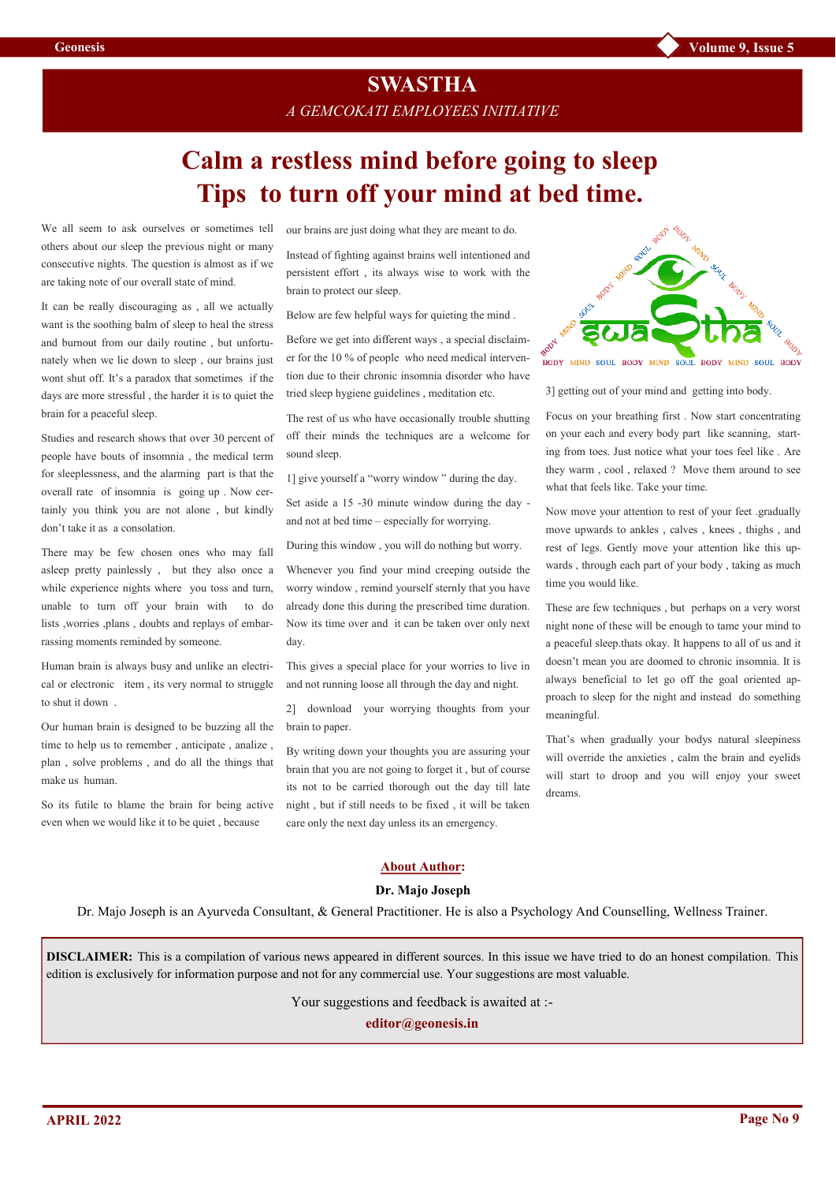# SWASTHA

*A GEMCOKATI EMPLOYEES INITIATIVE*

# Calm a restless mind before going to sleep Tips to turn off your mind at bed time.

We all seem to ask ourselves or sometimes tell others about our sleep the previous night or many consecutive nights. The question is almost as if we are taking note of our overall state of mind.

It can be really discouraging as , all we actually want is the soothing balm of sleep to heal the stress and burnout from our daily routine , but unfortunately when we lie down to sleep , our brains just wont shut off. It's a paradox that sometimes if the days are more stressful , the harder it is to quiet the brain for a peaceful sleep.

Studies and research shows that over 30 percent of people have bouts of insomnia , the medical term for sleeplessness, and the alarming part is that the overall rate of insomnia is going up . Now certainly you think you are not alone , but kindly don't take it as a consolation.

There may be few chosen ones who may fall asleep pretty painlessly , but they also once a while experience nights where you toss and turn, unable to turn off your brain with to do lists ,worries ,plans , doubts and replays of embarrassing moments reminded by someone.

Human brain is always busy and unlike an electrical or electronic item , its very normal to struggle to shut it down .

Our human brain is designed to be buzzing all the time to help us to remember , anticipate , analize , plan , solve problems , and do all the things that make us human.

So its futile to blame the brain for being active even when we would like it to be quiet , because our brains are just doing what they are meant to do.

Instead of fighting against brains well intentioned and persistent effort , its always wise to work with the brain to protect our sleep.

Below are few helpful ways for quieting the mind .

Before we get into different ways , a special disclaimer for the 10 % of people who need medical intervention due to their chronic insomnia disorder who have tried sleep hygiene guidelines , meditation etc.

The rest of us who have occasionally trouble shutting off their minds the techniques are a welcome for sound sleep.

1] give yourself a "worry window " during the day.

Set aside a 15 -30 minute window during the day - and not at bed time – especially for worrying.

During this window , you will do nothing but worry.

Whenever you find your mind creeping outside the worry window , remind yourself sternly that you have already done this during the prescribed time duration. Now its time over and it can be taken over only next day.

This gives a special place for your worries to live in and not running loose all through the day and night.

2] download your worrying thoughts from your brain to paper.

By writing down your thoughts you are assuring your brain that you are not going to forget it , but of course its not to be carried thorough out the day till late night , but if still needs to be fixed , it will be taken care only the next day unless its an emergency.

3] getting out of your mind and getting into body.

Focus on your breathing first . Now start concentrating on your each and every body part like scanning, starting from toes. Just notice what your toes feel like . Are they warm , cool , relaxed ? Move them around to see what that feels like. Take your time.

Now move your attention to rest of your feet .gradually move upwards to ankles , calves , knees , thighs , and rest of legs. Gently move your attention like this upwards , through each part of your body , taking as much time you would like.

These are few techniques , but perhaps on a very worst night none of these will be enough to tame your mind to a peaceful sleep.thats okay. It happens to all of us and it doesn't mean you are doomed to chronic insomnia. It is always beneficial to let go off the goal oriented approach to sleep for the night and instead do something meaningful.

That's when gradually your bodys natural sleepiness will override the anxieties , calm the brain and eyelids will start to droop and you will enjoy your sweet dreams.

**About Author:**

**Dr. Majo Joseph**

Dr. Majo Joseph is an Ayurveda Consultant, & General Practitioner. He is also a Psychology And Counselling, Wellness Trainer.

**DISCLAIMER:** This is a compilation of various news appeared in different sources. In this issue we have tried to do an honest compilation. This edition is exclusively for information purpose and not for any commercial use. Your suggestions are most valuable.

Your suggestions and feedback is awaited at :-

**editor@geonesis.in**